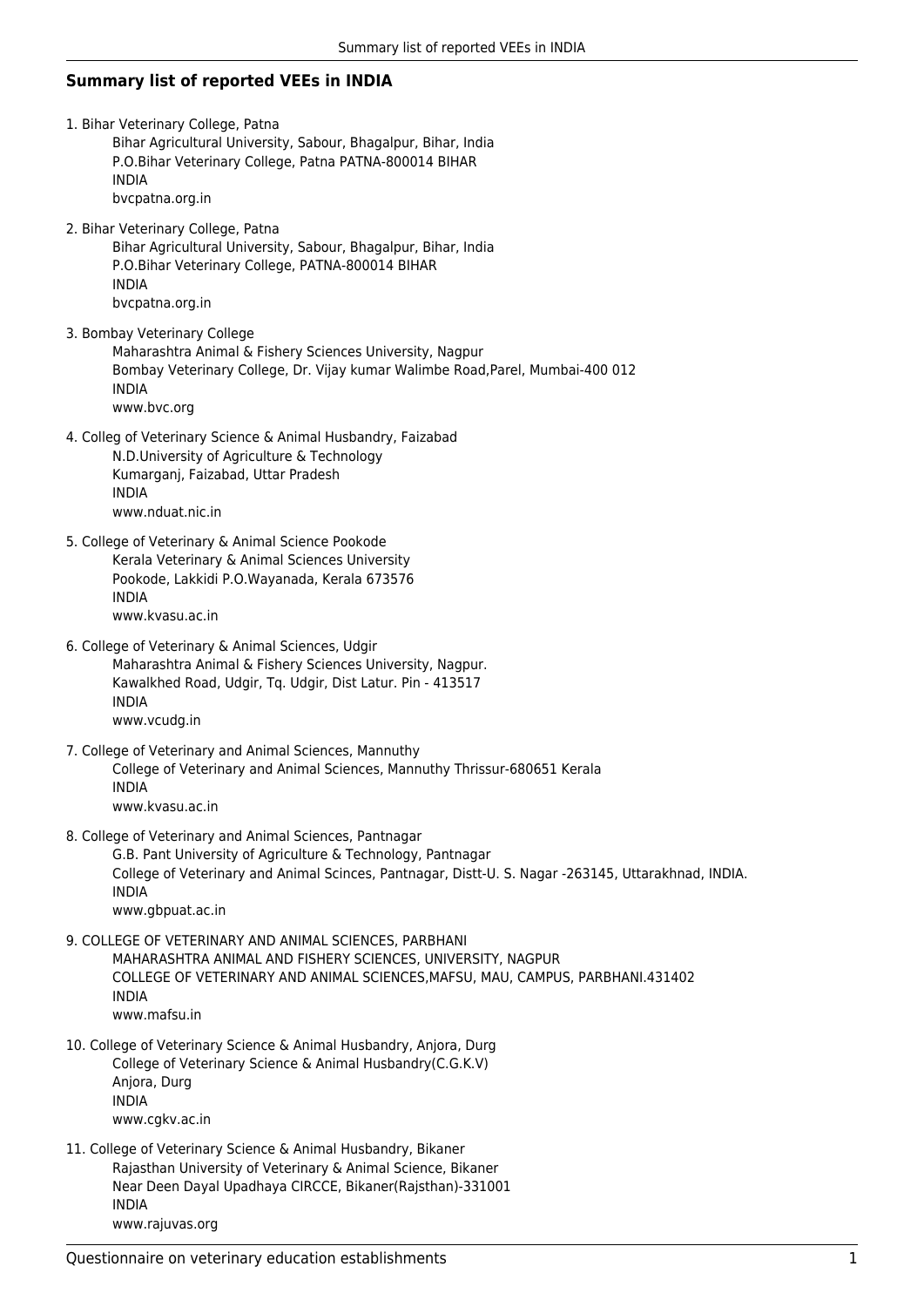## Summary list of reported VEEs in INDIA

1. Bihar Veterinary College, Patna
   Bihar Agricultural University, Sabour, Bhagalpur, Bihar, India
   P.O.Bihar Veterinary College, Patna PATNA-800014 BIHAR
   INDIA
   bvcpatna.org.in

2. Bihar Veterinary College, Patna
   Bihar Agricultural University, Sabour, Bhagalpur, Bihar, India
   P.O.Bihar Veterinary College, PATNA-800014 BIHAR
   INDIA
   bvcpatna.org.in

3. Bombay Veterinary College
   Maharashtra Animal & Fishery Sciences University, Nagpur
   Bombay Veterinary College, Dr. Vijay kumar Walimbe Road,Parel, Mumbai-400 012
   INDIA
   www.bvc.org

4. Colleg of Veterinary Science & Animal Husbandry, Faizabad
   N.D.University of Agriculture & Technology
   Kumarganj, Faizabad, Uttar Pradesh
   INDIA
   www.nduat.nic.in

5. College of Veterinary & Animal Science Pookode
   Kerala Veterinary & Animal Sciences University
   Pookode, Lakkidi P.O.Wayanada, Kerala 673576
   INDIA
   www.kvasu.ac.in

6. College of Veterinary & Animal Sciences, Udgir
   Maharashtra Animal & Fishery Sciences University, Nagpur.
   Kawalkhed Road, Udgir, Tq. Udgir, Dist Latur. Pin - 413517
   INDIA
   www.vcudg.in

7. College of Veterinary and Animal Sciences, Mannuthy
   College of Veterinary and Animal Sciences, Mannuthy Thrissur-680651 Kerala
   INDIA
   www.kvasu.ac.in

8. College of Veterinary and Animal Sciences, Pantnagar
   G.B. Pant University of Agriculture & Technology, Pantnagar
   College of Veterinary and Animal Scinces, Pantnagar, Distt-U. S. Nagar -263145, Uttarakhnad, INDIA.
   INDIA
   www.gbpuat.ac.in

9. COLLEGE OF VETERINARY AND ANIMAL SCIENCES, PARBHANI
   MAHARASHTRA ANIMAL AND FISHERY SCIENCES, UNIVERSITY, NAGPUR
   COLLEGE OF VETERINARY AND ANIMAL SCIENCES,MAFSU, MAU, CAMPUS, PARBHANI.431402
   INDIA
   www.mafsu.in

10. College of Veterinary Science & Animal Husbandry, Anjora, Durg
    College of Veterinary Science & Animal Husbandry(C.G.K.V)
    Anjora, Durg
    INDIA
    www.cgkv.ac.in

11. College of Veterinary Science & Animal Husbandry, Bikaner
    Rajasthan University of Veterinary & Animal Science, Bikaner
    Near Deen Dayal Upadhaya CIRCCE, Bikaner(Rajsthan)-331001
    INDIA
    www.rajuvas.org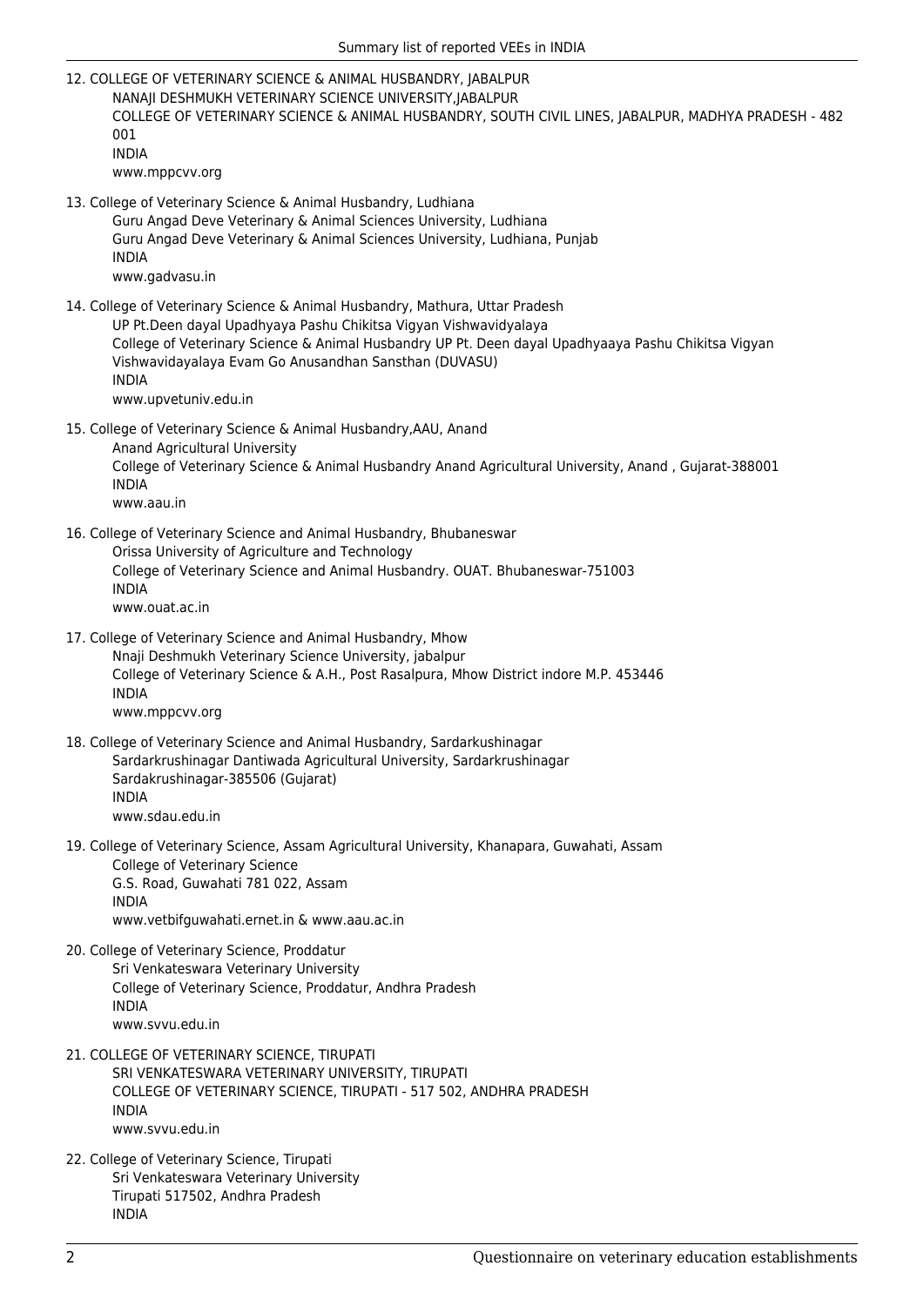12. COLLEGE OF VETERINARY SCIENCE & ANIMAL HUSBANDRY, JABALPUR
    NANAJI DESHMUKH VETERINARY SCIENCE UNIVERSITY,JABALPUR
    COLLEGE OF VETERINARY SCIENCE & ANIMAL HUSBANDRY, SOUTH CIVIL LINES, JABALPUR, MADHYA PRADESH - 482 001
    INDIA
    www.mppcvv.org

13. College of Veterinary Science & Animal Husbandry, Ludhiana
    Guru Angad Deve Veterinary & Animal Sciences University, Ludhiana
    Guru Angad Deve Veterinary & Animal Sciences University, Ludhiana, Punjab
    INDIA
    www.gadvasu.in

14. College of Veterinary Science & Animal Husbandry, Mathura, Uttar Pradesh
    UP Pt.Deen dayal Upadhyaya Pashu Chikitsa Vigyan Vishwavidyalaya
    College of Veterinary Science & Animal Husbandry UP Pt. Deen dayal Upadhyaaya Pashu Chikitsa Vigyan Vishwavidayalaya Evam Go Anusandhan Sansthan (DUVASU)
    INDIA
    www.upvetuniv.edu.in

15. College of Veterinary Science & Animal Husbandry,AAU, Anand
    Anand Agricultural University
    College of Veterinary Science & Animal Husbandry Anand Agricultural University, Anand , Gujarat-388001
    INDIA
    www.aau.in

16. College of Veterinary Science and Animal Husbandry, Bhubaneswar
    Orissa University of Agriculture and Technology
    College of Veterinary Science and Animal Husbandry. OUAT. Bhubaneswar-751003
    INDIA
    www.ouat.ac.in

17. College of Veterinary Science and Animal Husbandry, Mhow
    Nnaji Deshmukh Veterinary Science University, jabalpur
    College of Veterinary Science & A.H., Post Rasalpura, Mhow District indore M.P. 453446
    INDIA
    www.mppcvv.org

18. College of Veterinary Science and Animal Husbandry, Sardarkushinagar
    Sardarkrushinagar Dantiwada Agricultural University, Sardarkrushinagar
    Sardakrushinagar-385506 (Gujarat)
    INDIA
    www.sdau.edu.in

19. College of Veterinary Science, Assam Agricultural University, Khanapara, Guwahati, Assam
    College of Veterinary Science
    G.S. Road, Guwahati 781 022, Assam
    INDIA
    www.vetbifguwahati.ernet.in & www.aau.ac.in

20. College of Veterinary Science, Proddatur
    Sri Venkateswara Veterinary University
    College of Veterinary Science, Proddatur, Andhra Pradesh
    INDIA
    www.svvu.edu.in

21. COLLEGE OF VETERINARY SCIENCE, TIRUPATI
    SRI VENKATESWARA VETERINARY UNIVERSITY, TIRUPATI
    COLLEGE OF VETERINARY SCIENCE, TIRUPATI - 517 502, ANDHRA PRADESH
    INDIA
    www.svvu.edu.in

22. College of Veterinary Science, Tirupati
    Sri Venkateswara Veterinary University
    Tirupati 517502, Andhra Pradesh
    INDIA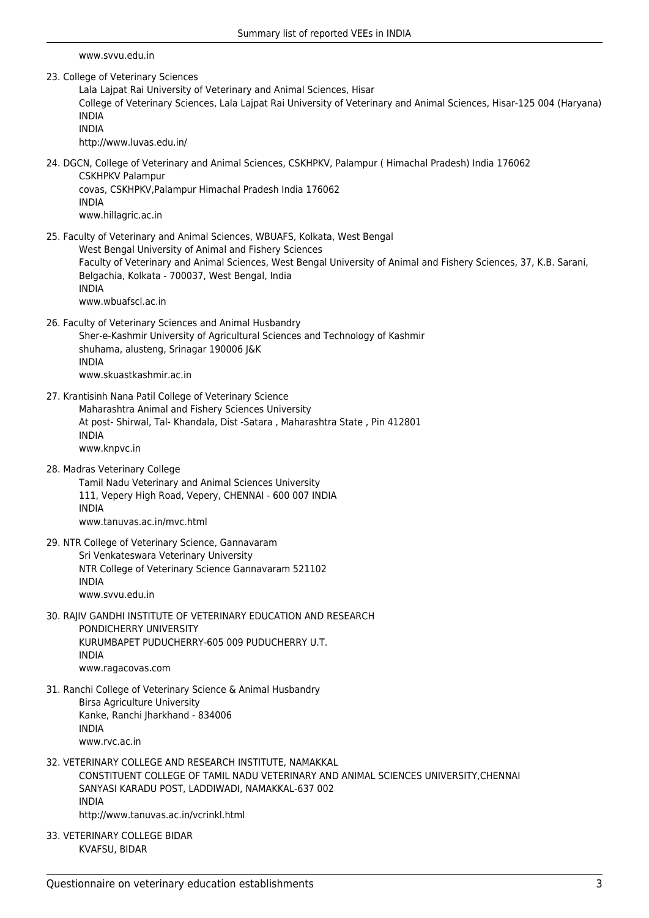www.svvu.edu.in

23. College of Veterinary Sciences
    Lala Lajpat Rai University of Veterinary and Animal Sciences, Hisar
    College of Veterinary Sciences, Lala Lajpat Rai University of Veterinary and Animal Sciences, Hisar-125 004 (Haryana)
    INDIA
    INDIA
    http://www.luvas.edu.in/

24. DGCN, College of Veterinary and Animal Sciences, CSKHPKV, Palampur ( Himachal Pradesh) India 176062
    CSKHPKV Palampur
    covas, CSKHPKV,Palampur Himachal Pradesh India 176062
    INDIA
    www.hillagric.ac.in

25. Faculty of Veterinary and Animal Sciences, WBUAFS, Kolkata, West Bengal
    West Bengal University of Animal and Fishery Sciences
    Faculty of Veterinary and Animal Sciences, West Bengal University of Animal and Fishery Sciences, 37, K.B. Sarani, Belgachia, Kolkata - 700037, West Bengal, India
    INDIA
    www.wbuafscl.ac.in

26. Faculty of Veterinary Sciences and Animal Husbandry
    Sher-e-Kashmir University of Agricultural Sciences and Technology of Kashmir
    shuhama, alusteng, Srinagar 190006 J&K
    INDIA
    www.skuastkashmir.ac.in

27. Krantisinh Nana Patil College of Veterinary Science
    Maharashtra Animal and Fishery Sciences University
    At post- Shirwal, Tal- Khandala, Dist -Satara , Maharashtra State , Pin 412801
    INDIA
    www.knpvc.in

28. Madras Veterinary College
    Tamil Nadu Veterinary and Animal Sciences University
    111, Vepery High Road, Vepery, CHENNAI - 600 007 INDIA
    INDIA
    www.tanuvas.ac.in/mvc.html

29. NTR College of Veterinary Science, Gannavaram
    Sri Venkateswara Veterinary University
    NTR College of Veterinary Science Gannavaram 521102
    INDIA
    www.svvu.edu.in

30. RAJIV GANDHI INSTITUTE OF VETERINARY EDUCATION AND RESEARCH
    PONDICHERRY UNIVERSITY
    KURUMBAPET PUDUCHERRY-605 009 PUDUCHERRY U.T.
    INDIA
    www.ragacovas.com

31. Ranchi College of Veterinary Science & Animal Husbandry
    Birsa Agriculture University
    Kanke, Ranchi Jharkhand - 834006
    INDIA
    www.rvc.ac.in

32. VETERINARY COLLEGE AND RESEARCH INSTITUTE, NAMAKKAL
    CONSTITUENT COLLEGE OF TAMIL NADU VETERINARY AND ANIMAL SCIENCES UNIVERSITY,CHENNAI
    SANYASI KARADU POST, LADDIWADI, NAMAKKAL-637 002
    INDIA
    http://www.tanuvas.ac.in/vcrinkl.html

33. VETERINARY COLLEGE BIDAR
    KVAFSU, BIDAR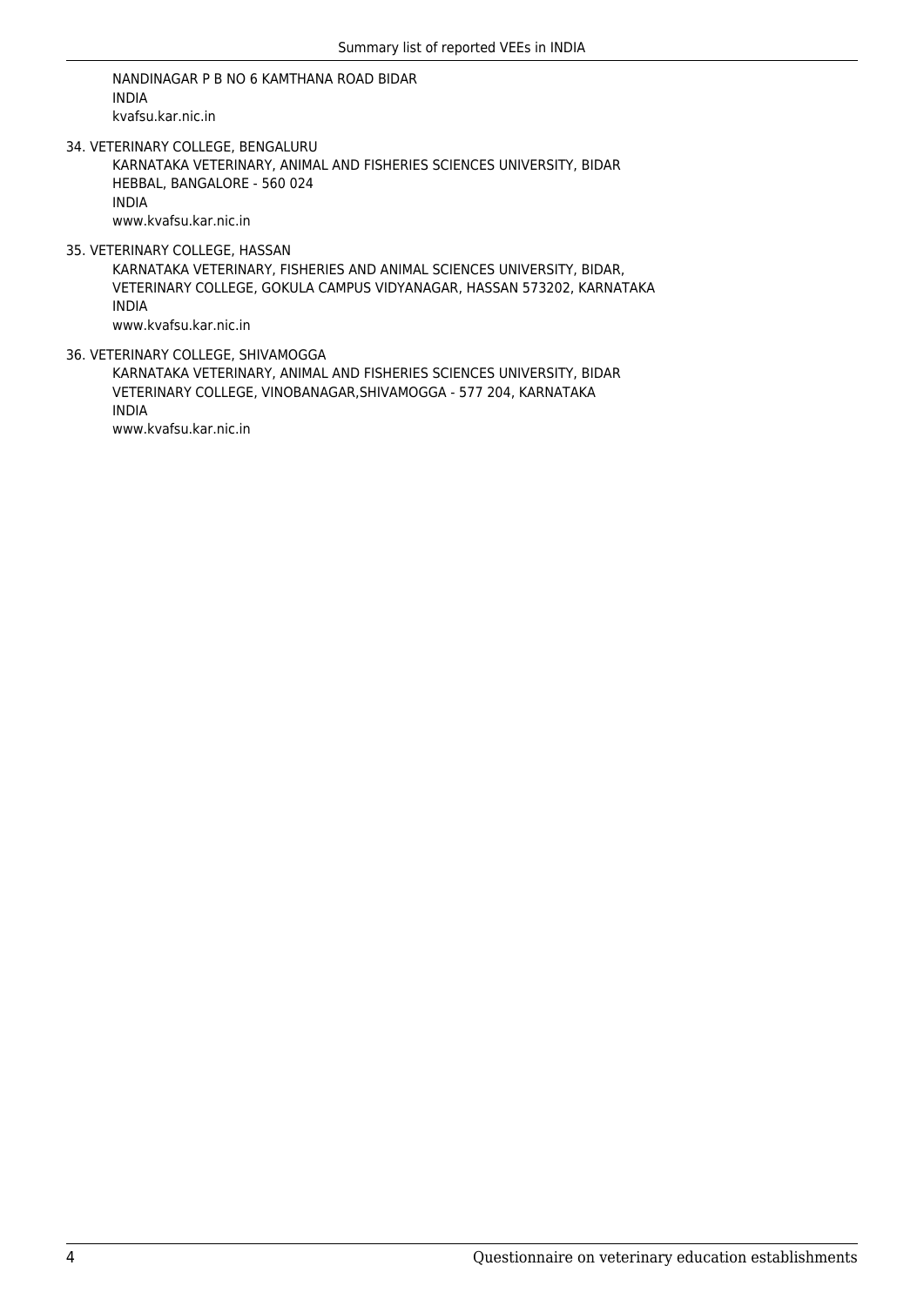NANDINAGAR P B NO 6 KAMTHANA ROAD BIDAR
INDIA
kvafsu.kar.nic.in

34. VETERINARY COLLEGE, BENGALURU
    KARNATAKA VETERINARY, ANIMAL AND FISHERIES SCIENCES UNIVERSITY, BIDAR
    HEBBAL, BANGALORE - 560 024
    INDIA
    www.kvafsu.kar.nic.in

35. VETERINARY COLLEGE, HASSAN
    KARNATAKA VETERINARY, FISHERIES AND ANIMAL SCIENCES UNIVERSITY, BIDAR,
    VETERINARY COLLEGE, GOKULA CAMPUS VIDYANAGAR, HASSAN 573202, KARNATAKA
    INDIA
    www.kvafsu.kar.nic.in

36. VETERINARY COLLEGE, SHIVAMOGGA
    KARNATAKA VETERINARY, ANIMAL AND FISHERIES SCIENCES UNIVERSITY, BIDAR
    VETERINARY COLLEGE, VINOBANAGAR,SHIVAMOGGA - 577 204, KARNATAKA
    INDIA
    www.kvafsu.kar.nic.in